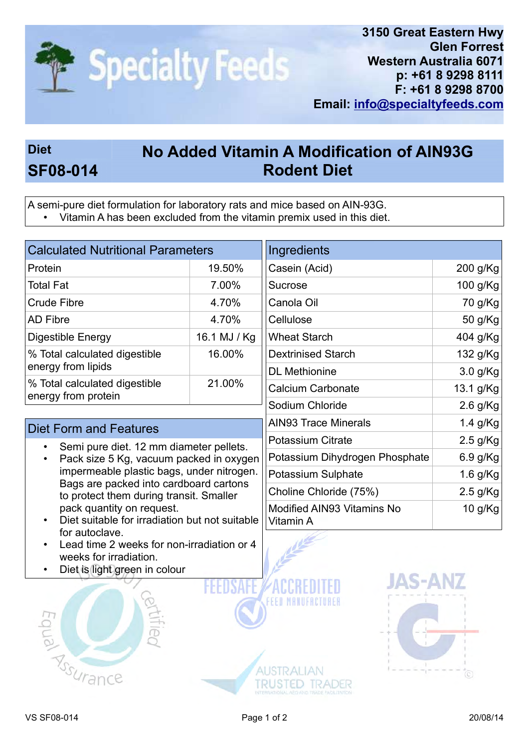**Specialty Feeds**

3150 Great Eastern Hwy
Glen Forrest
Western Australia 6071
p: +61 8 9298 8111
F: +61 8 9298 8700
Email: info@specialtyfeeds.com

# Diet SF08-014 — No Added Vitamin A Modification of AIN93G Rodent Diet

A semi-pure diet formulation for laboratory rats and mice based on AIN-93G.

- Vitamin A has been excluded from the vitamin premix used in this diet.

## Calculated Nutritional Parameters

| Parameter | Value |
|---|---|
| Protein | 19.50% |
| Total Fat | 7.00% |
| Crude Fibre | 4.70% |
| AD Fibre | 4.70% |
| Digestible Energy | 16.1 MJ / Kg |
| % Total calculated digestible energy from lipids | 16.00% |
| % Total calculated digestible energy from protein | 21.00% |

## Diet Form and Features

- Semi pure diet. 12 mm diameter pellets.
- Pack size 5 Kg, vacuum packed in oxygen impermeable plastic bags, under nitrogen. Bags are packed into cardboard cartons to protect them during transit. Smaller pack quantity on request.
- Diet suitable for irradiation but not suitable for autoclave.
- Lead time 2 weeks for non-irradiation or 4 weeks for irradiation.
- Diet is light green in colour

## Ingredients

| Ingredient | Amount |
|---|---|
| Casein (Acid) | 200 g/Kg |
| Sucrose | 100 g/Kg |
| Canola Oil | 70 g/Kg |
| Cellulose | 50 g/Kg |
| Wheat Starch | 404 g/Kg |
| Dextrinised Starch | 132 g/Kg |
| DL Methionine | 3.0 g/Kg |
| Calcium Carbonate | 13.1 g/Kg |
| Sodium Chloride | 2.6 g/Kg |
| AIN93 Trace Minerals | 1.4 g/Kg |
| Potassium Citrate | 2.5 g/Kg |
| Potassium Dihydrogen Phosphate | 6.9 g/Kg |
| Potassium Sulphate | 1.6 g/Kg |
| Choline Chloride (75%) | 2.5 g/Kg |
| Modified AIN93 Vitamins No Vitamin A | 10 g/Kg |

VS SF08-014 — 20/08/14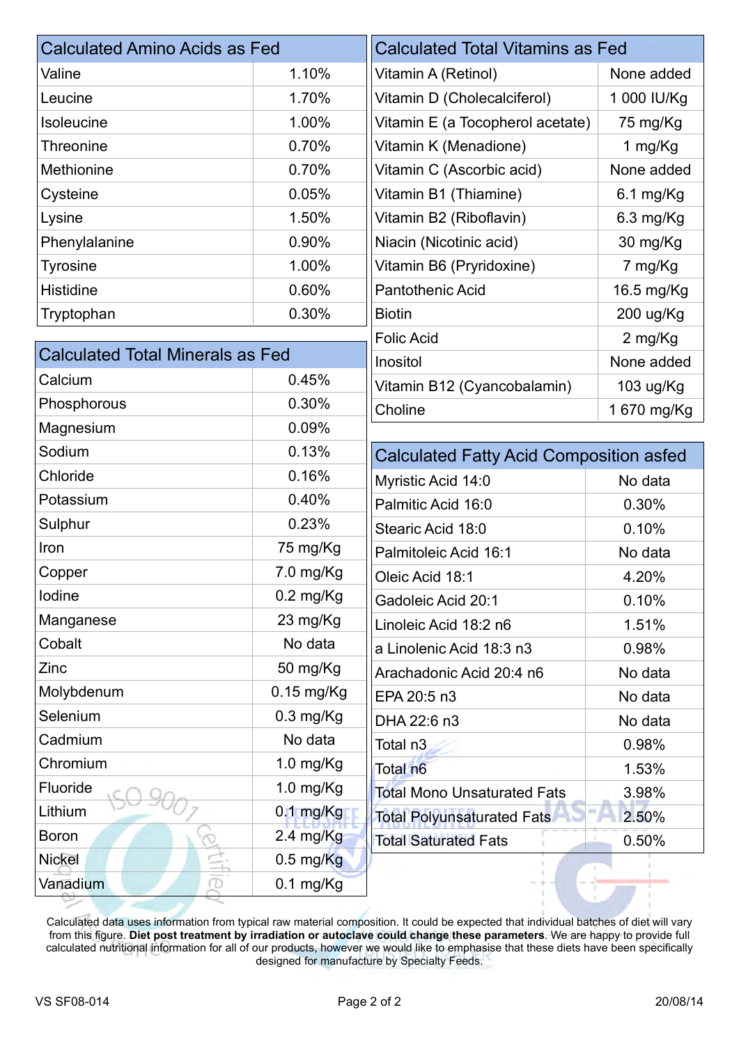| Calculated Amino Acids as Fed | |
| --- | --- |
| Valine | 1.10% |
| Leucine | 1.70% |
| Isoleucine | 1.00% |
| Threonine | 0.70% |
| Methionine | 0.70% |
| Cysteine | 0.05% |
| Lysine | 1.50% |
| Phenylalanine | 0.90% |
| Tyrosine | 1.00% |
| Histidine | 0.60% |
| Tryptophan | 0.30% |

| Calculated Total Minerals as Fed | |
| --- | --- |
| Calcium | 0.45% |
| Phosphorous | 0.30% |
| Magnesium | 0.09% |
| Sodium | 0.13% |
| Chloride | 0.16% |
| Potassium | 0.40% |
| Sulphur | 0.23% |
| Iron | 75 mg/Kg |
| Copper | 7.0 mg/Kg |
| Iodine | 0.2 mg/Kg |
| Manganese | 23 mg/Kg |
| Cobalt | No data |
| Zinc | 50 mg/Kg |
| Molybdenum | 0.15 mg/Kg |
| Selenium | 0.3 mg/Kg |
| Cadmium | No data |
| Chromium | 1.0 mg/Kg |
| Fluoride | 1.0 mg/Kg |
| Lithium | 0.1 mg/Kg |
| Boron | 2.4 mg/Kg |
| Nickel | 0.5 mg/Kg |
| Vanadium | 0.1 mg/Kg |

| Calculated Total Vitamins as Fed | |
| --- | --- |
| Vitamin A (Retinol) | None added |
| Vitamin D (Cholecalciferol) | 1 000 IU/Kg |
| Vitamin E (a Tocopherol acetate) | 75 mg/Kg |
| Vitamin K (Menadione) | 1 mg/Kg |
| Vitamin C (Ascorbic acid) | None added |
| Vitamin B1 (Thiamine) | 6.1 mg/Kg |
| Vitamin B2 (Riboflavin) | 6.3 mg/Kg |
| Niacin (Nicotinic acid) | 30 mg/Kg |
| Vitamin B6 (Pryridoxine) | 7 mg/Kg |
| Pantothenic Acid | 16.5 mg/Kg |
| Biotin | 200 ug/Kg |
| Folic Acid | 2 mg/Kg |
| Inositol | None added |
| Vitamin B12 (Cyancobalamin) | 103 ug/Kg |
| Choline | 1 670 mg/Kg |

| Calculated Fatty Acid Composition asfed | |
| --- | --- |
| Myristic Acid 14:0 | No data |
| Palmitic Acid 16:0 | 0.30% |
| Stearic Acid 18:0 | 0.10% |
| Palmitoleic Acid 16:1 | No data |
| Oleic Acid 18:1 | 4.20% |
| Gadoleic Acid 20:1 | 0.10% |
| Linoleic Acid 18:2 n6 | 1.51% |
| a Linolenic Acid 18:3 n3 | 0.98% |
| Arachadonic Acid 20:4 n6 | No data |
| EPA 20:5 n3 | No data |
| DHA 22:6 n3 | No data |
| Total n3 | 0.98% |
| Total n6 | 1.53% |
| Total Mono Unsaturated Fats | 3.98% |
| Total Polyunsaturated Fats | 2.50% |
| Total Saturated Fats | 0.50% |

Calculated data uses information from typical raw material composition. It could be expected that individual batches of diet will vary from this figure. **Diet post treatment by irradiation or autoclave could change these parameters**. We are happy to provide full calculated nutritional information for all of our products, however we would like to emphasise that these diets have been specifically designed for manufacture by Specialty Feeds.

VS SF08-014 20/08/14